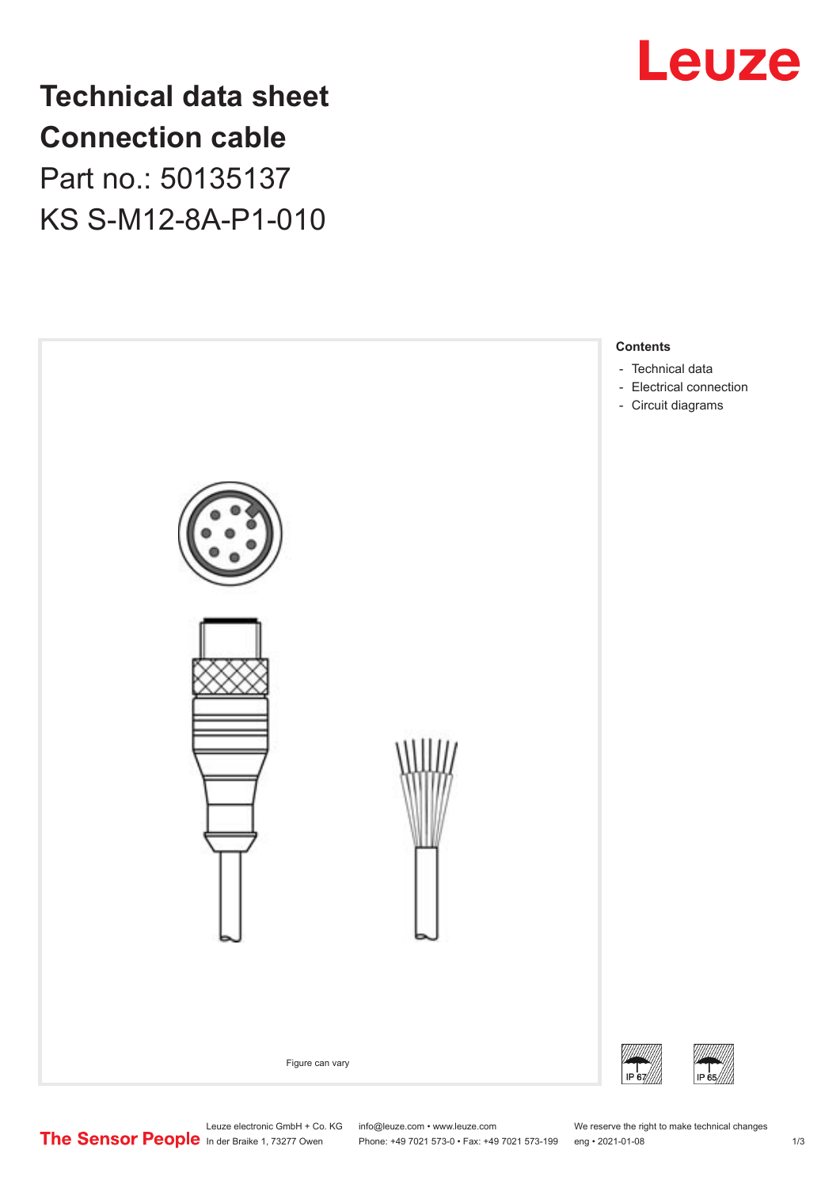# Technical data sheet
# Connection cable
## Part no.: 50135137
## KS S-M12-8A-P1-010

Leuze

Figure can vary

**Contents**

- Technical data
- Electrical connection
- Circuit diagrams

IP 67

IP 65

The Sensor People

Leuze electronic GmbH + Co. KG
In der Braike 1, 73277 Owen

info@leuze.com • www.leuze.com
Phone: +49 7021 573-0 • Fax: +49 7021 573-199

We reserve the right to make technical changes
eng • 2021-01-08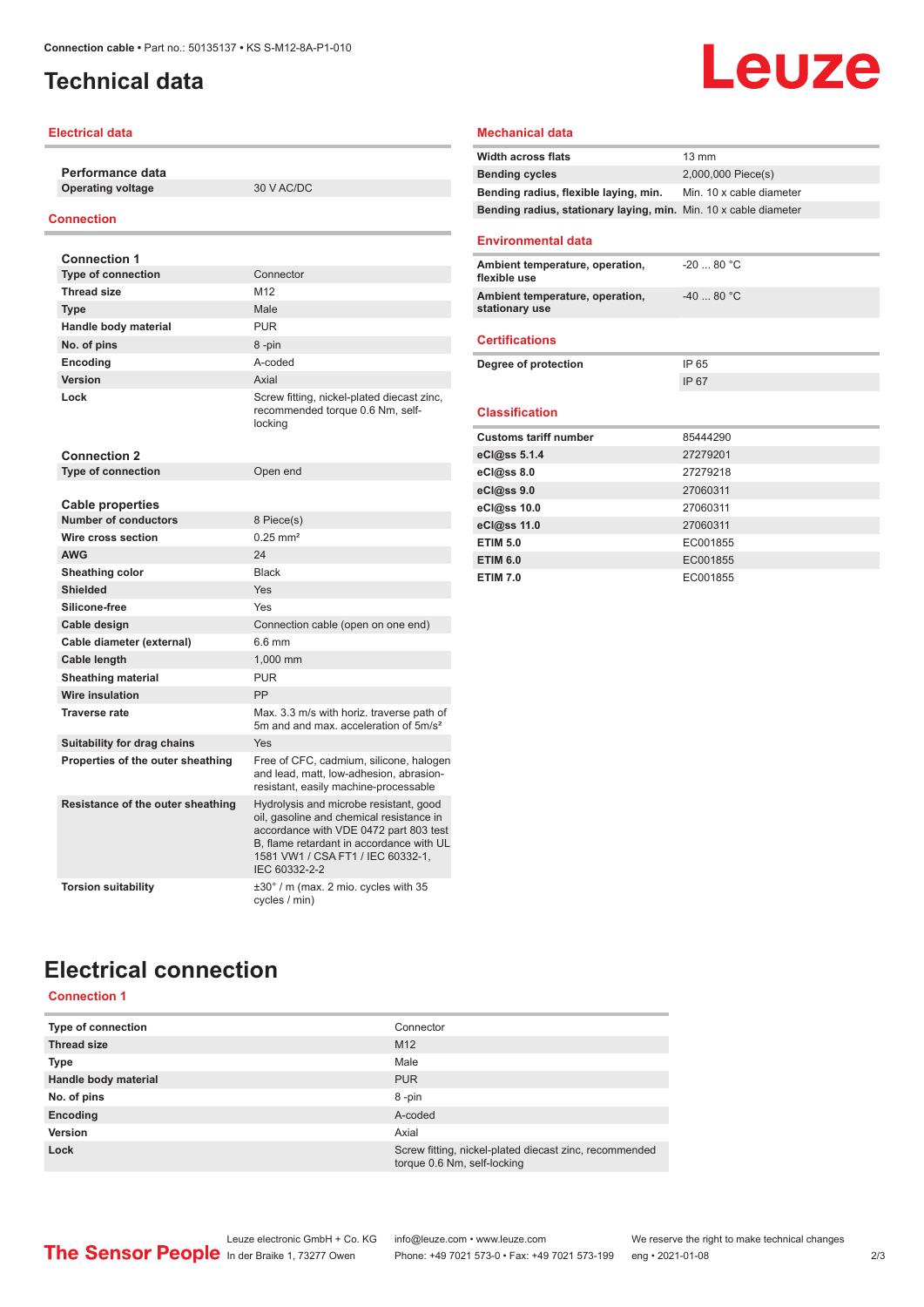# Technical data

## Electrical data

| | |
|---|---|
| **Performance data** | |
| Operating voltage | 30 V AC/DC |

## Connection

| | |
|---|---|
| **Connection 1** | |
| Type of connection | Connector |
| Thread size | M12 |
| Type | Male |
| Handle body material | PUR |
| No. of pins | 8 -pin |
| Encoding | A-coded |
| Version | Axial |
| Lock | Screw fitting, nickel-plated diecast zinc, recommended torque 0.6 Nm, self-locking |
| **Connection 2** | |
| Type of connection | Open end |
| **Cable properties** | |
| Number of conductors | 8 Piece(s) |
| Wire cross section | 0.25 mm² |
| AWG | 24 |
| Sheathing color | Black |
| Shielded | Yes |
| Silicone-free | Yes |
| Cable design | Connection cable (open on one end) |
| Cable diameter (external) | 6.6 mm |
| Cable length | 1,000 mm |
| Sheathing material | PUR |
| Wire insulation | PP |
| Traverse rate | Max. 3.3 m/s with horiz. traverse path of 5m and and max. acceleration of 5m/s² |
| Suitability for drag chains | Yes |
| Properties of the outer sheathing | Free of CFC, cadmium, silicone, halogen and lead, matt, low-adhesion, abrasion-resistant, easily machine-processable |
| Resistance of the outer sheathing | Hydrolysis and microbe resistant, good oil, gasoline and chemical resistance in accordance with VDE 0472 part 803 test B, flame retardant in accordance with UL 1581 VW1 / CSA FT1 / IEC 60332-1, IEC 60332-2-2 |
| Torsion suitability | ±30° / m (max. 2 mio. cycles with 35 cycles / min) |

## Mechanical data

| | |
|---|---|
| Width across flats | 13 mm |
| Bending cycles | 2,000,000 Piece(s) |
| Bending radius, flexible laying, min. | Min. 10 x cable diameter |
| Bending radius, stationary laying, min. | Min. 10 x cable diameter |

## Environmental data

| | |
|---|---|
| Ambient temperature, operation, flexible use | -20 ... 80 °C |
| Ambient temperature, operation, stationary use | -40 ... 80 °C |

## Certifications

| | |
|---|---|
| Degree of protection | IP 65 |
| | IP 67 |

## Classification

| | |
|---|---|
| Customs tariff number | 85444290 |
| eCl@ss 5.1.4 | 27279201 |
| eCl@ss 8.0 | 27279218 |
| eCl@ss 9.0 | 27060311 |
| eCl@ss 10.0 | 27060311 |
| eCl@ss 11.0 | 27060311 |
| ETIM 5.0 | EC001855 |
| ETIM 6.0 | EC001855 |
| ETIM 7.0 | EC001855 |

# Electrical connection

## Connection 1

| | |
|---|---|
| Type of connection | Connector |
| Thread size | M12 |
| Type | Male |
| Handle body material | PUR |
| No. of pins | 8 -pin |
| Encoding | A-coded |
| Version | Axial |
| Lock | Screw fitting, nickel-plated diecast zinc, recommended torque 0.6 Nm, self-locking |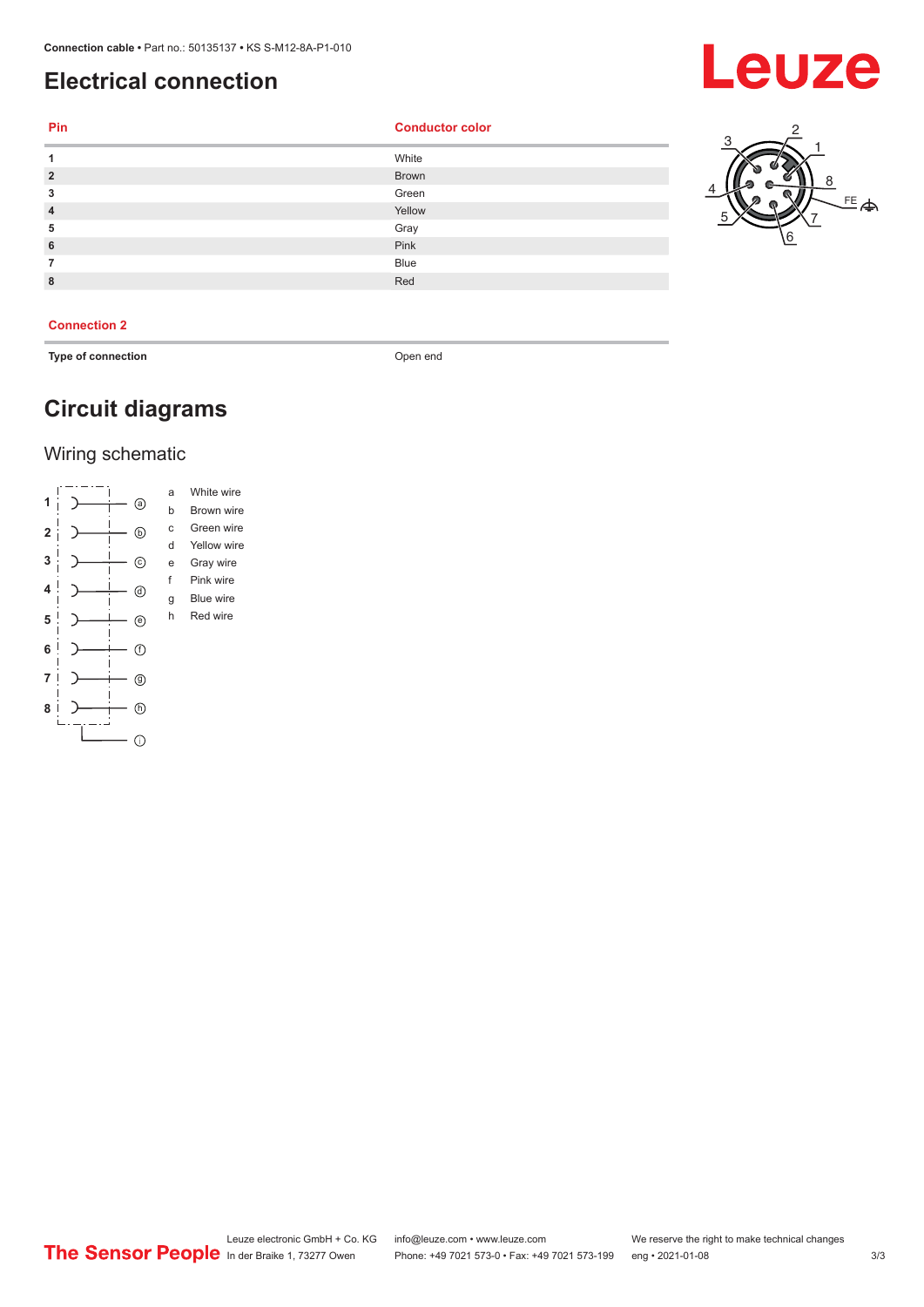## Electrical connection

| Pin | Conductor color |
|---|---|
| 1 | White |
| 2 | Brown |
| 3 | Green |
| 4 | Yellow |
| 5 | Gray |
| 6 | Pink |
| 7 | Blue |
| 8 | Red |

3
2
1
8
4
FE
5
7
6

**Connection 2**

| | |
|---|---|
| Type of connection | Open end |

## Circuit diagrams

### Wiring schematic

1 a
2 b
3 c
4 d
5 e
6 f
7 g
8 h
i

a White wire
b Brown wire
c Green wire
d Yellow wire
e Gray wire
f Pink wire
g Blue wire
h Red wire